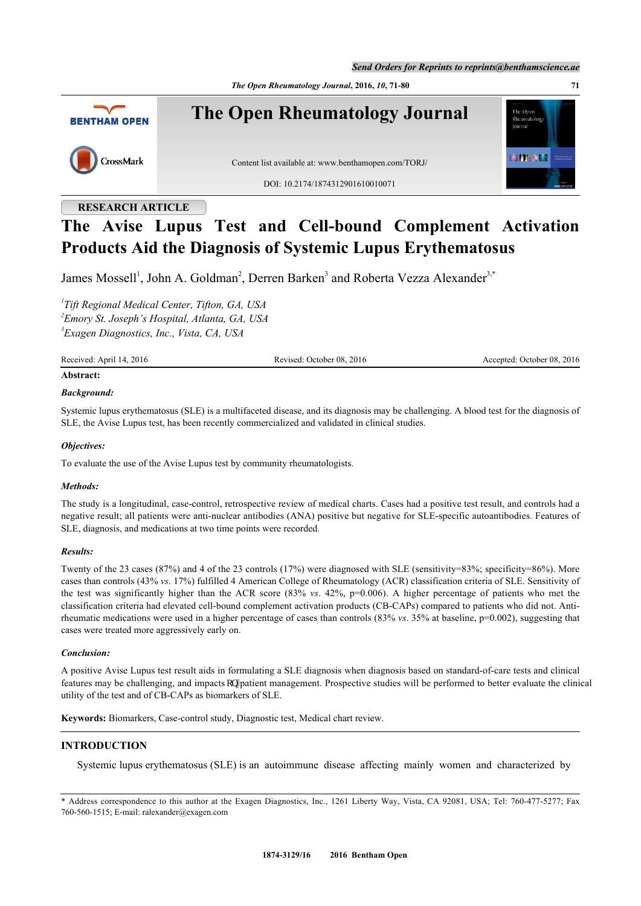Send Orders for Reprints to reprints@benthamscience.ae

# RESEARCH ARTICLE

# The Avise Lupus Test and Cell-bound Complement Activation Products Aid the Diagnosis of Systemic Lupus Erythematosus

James Mossell[1], John A. Goldman[2], Derren Barken[3] and Roberta Vezza Alexander[3,*]

[1]*Tift Regional Medical Center, Tifton, GA, USA*
[2]*Emory St. Joseph's Hospital, Atlanta, GA, USA*
[3]*Exagen Diagnostics, Inc., Vista, CA, USA*

Received: April 14, 2016 Revised: October 08, 2016 Accepted: October 08, 2016

**Abstract:**

***Background:***

Systemic lupus erythematosus (SLE) is a multifaceted disease, and its diagnosis may be challenging. A blood test for the diagnosis of SLE, the Avise Lupus test, has been recently commercialized and validated in clinical studies.

***Objectives:***

To evaluate the use of the Avise Lupus test by community rheumatologists.

***Methods:***

The study is a longitudinal, case-control, retrospective review of medical charts. Cases had a positive test result, and controls had a negative result; all patients were anti-nuclear antibodies (ANA) positive but negative for SLE-specific autoantibodies. Features of SLE, diagnosis, and medications at two time points were recorded.

***Results:***

Twenty of the 23 cases (87%) and 4 of the 23 controls (17%) were diagnosed with SLE (sensitivity=83%; specificity=86%). More cases than controls (43% *vs*. 17%) fulfilled 4 American College of Rheumatology (ACR) classification criteria of SLE. Sensitivity of the test was significantly higher than the ACR score (83% *vs*. 42%, p=0.006). A higher percentage of patients who met the classification criteria had elevated cell-bound complement activation products (CB-CAPs) compared to patients who did not. Anti-rheumatic medications were used in a higher percentage of cases than controls (83% *vs*. 35% at baseline, p=0.002), suggesting that cases were treated more aggressively early on.

***Conclusion:***

A positive Avise Lupus test result aids in formulating a SLE diagnosis when diagnosis based on standard-of-care tests and clinical features may be challenging, and impacts on patient management. Prospective studies will be performed to better evaluate the clinical utility of the test and of CB-CAPs as biomarkers of SLE.

**Keywords:** Biomarkers, Case-control study, Diagnostic test, Medical chart review.

## INTRODUCTION

Systemic lupus erythematosus (SLE) is an autoimmune disease affecting mainly women and characterized by

* Address correspondence to this author at the Exagen Diagnostics, Inc., 1261 Liberty Way, Vista, CA 92081, USA; Tel: 760-477-5277; Fax 760-560-1515; E-mail: ralexander@exagen.com

1874-3129/16 2016 Bentham Open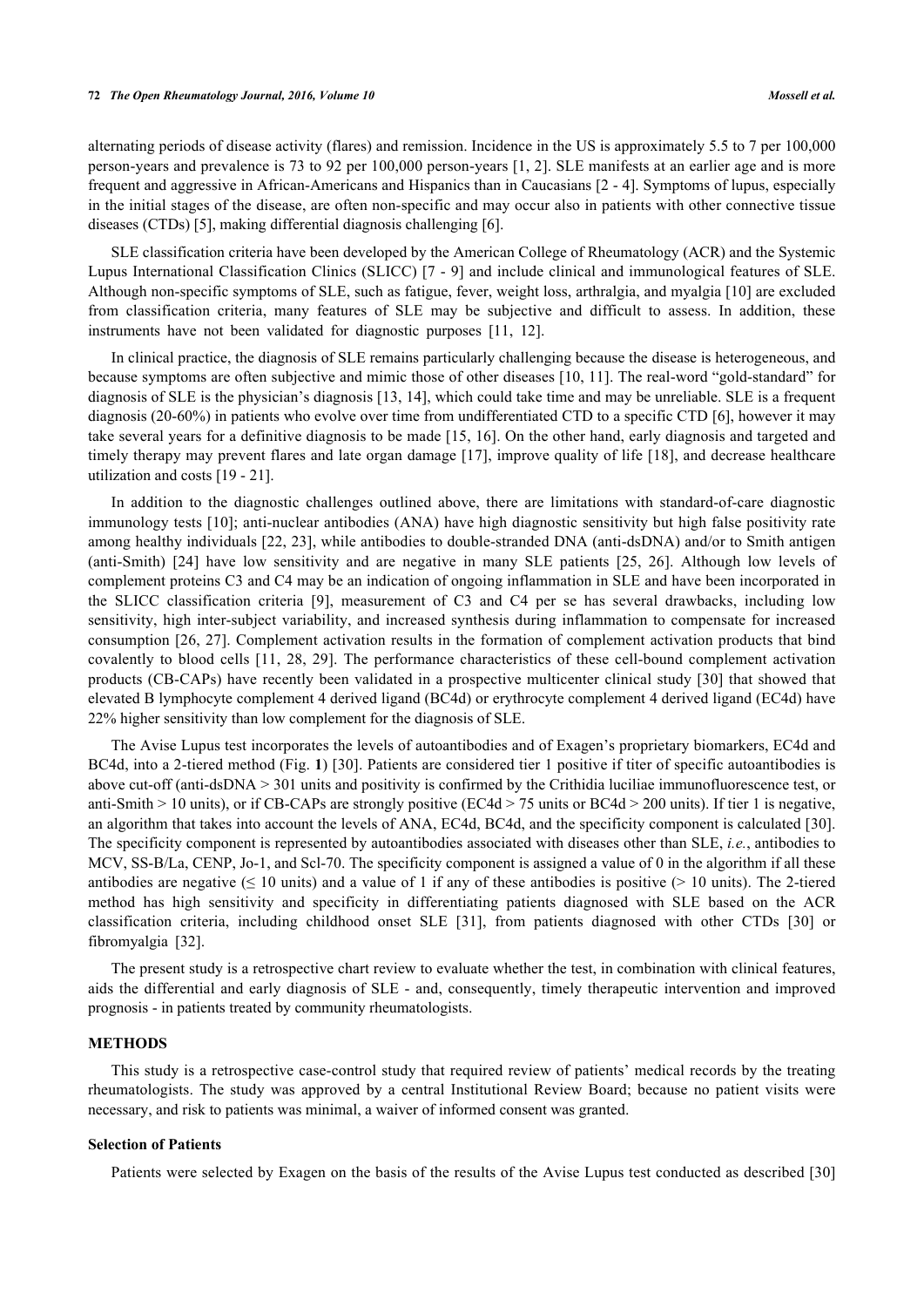alternating periods of disease activity (flares) and remission. Incidence in the US is approximately 5.5 to 7 per 100,000 person-years and prevalence is 73 to 92 per 100,000 person-years [1, 2]. SLE manifests at an earlier age and is more frequent and aggressive in African-Americans and Hispanics than in Caucasians [2 - 4]. Symptoms of lupus, especially in the initial stages of the disease, are often non-specific and may occur also in patients with other connective tissue diseases (CTDs) [5], making differential diagnosis challenging [6].

SLE classification criteria have been developed by the American College of Rheumatology (ACR) and the Systemic Lupus International Classification Clinics (SLICC) [7 - 9] and include clinical and immunological features of SLE. Although non-specific symptoms of SLE, such as fatigue, fever, weight loss, arthralgia, and myalgia [10] are excluded from classification criteria, many features of SLE may be subjective and difficult to assess. In addition, these instruments have not been validated for diagnostic purposes [11, 12].

In clinical practice, the diagnosis of SLE remains particularly challenging because the disease is heterogeneous, and because symptoms are often subjective and mimic those of other diseases [10, 11]. The real-word "gold-standard" for diagnosis of SLE is the physician's diagnosis [13, 14], which could take time and may be unreliable. SLE is a frequent diagnosis (20-60%) in patients who evolve over time from undifferentiated CTD to a specific CTD [6], however it may take several years for a definitive diagnosis to be made [15, 16]. On the other hand, early diagnosis and targeted and timely therapy may prevent flares and late organ damage [17], improve quality of life [18], and decrease healthcare utilization and costs [19 - 21].

In addition to the diagnostic challenges outlined above, there are limitations with standard-of-care diagnostic immunology tests [10]; anti-nuclear antibodies (ANA) have high diagnostic sensitivity but high false positivity rate among healthy individuals [22, 23], while antibodies to double-stranded DNA (anti-dsDNA) and/or to Smith antigen (anti-Smith) [24] have low sensitivity and are negative in many SLE patients [25, 26]. Although low levels of complement proteins C3 and C4 may be an indication of ongoing inflammation in SLE and have been incorporated in the SLICC classification criteria [9], measurement of C3 and C4 per se has several drawbacks, including low sensitivity, high inter-subject variability, and increased synthesis during inflammation to compensate for increased consumption [26, 27]. Complement activation results in the formation of complement activation products that bind covalently to blood cells [11, 28, 29]. The performance characteristics of these cell-bound complement activation products (CB-CAPs) have recently been validated in a prospective multicenter clinical study [30] that showed that elevated B lymphocyte complement 4 derived ligand (BC4d) or erythrocyte complement 4 derived ligand (EC4d) have 22% higher sensitivity than low complement for the diagnosis of SLE.

The Avise Lupus test incorporates the levels of autoantibodies and of Exagen's proprietary biomarkers, EC4d and BC4d, into a 2-tiered method (Fig. **1**) [30]. Patients are considered tier 1 positive if titer of specific autoantibodies is above cut-off (anti-dsDNA > 301 units and positivity is confirmed by the Crithidia luciliae immunofluorescence test, or anti-Smith > 10 units), or if CB-CAPs are strongly positive (EC4d > 75 units or BC4d > 200 units). If tier 1 is negative, an algorithm that takes into account the levels of ANA, EC4d, BC4d, and the specificity component is calculated [30]. The specificity component is represented by autoantibodies associated with diseases other than SLE, *i.e.*, antibodies to MCV, SS-B/La, CENP, Jo-1, and Scl-70. The specificity component is assigned a value of 0 in the algorithm if all these antibodies are negative (≤ 10 units) and a value of 1 if any of these antibodies is positive (> 10 units). The 2-tiered method has high sensitivity and specificity in differentiating patients diagnosed with SLE based on the ACR classification criteria, including childhood onset SLE [31], from patients diagnosed with other CTDs [30] or fibromyalgia [32].

The present study is a retrospective chart review to evaluate whether the test, in combination with clinical features, aids the differential and early diagnosis of SLE - and, consequently, timely therapeutic intervention and improved prognosis - in patients treated by community rheumatologists.

## METHODS

This study is a retrospective case-control study that required review of patients' medical records by the treating rheumatologists. The study was approved by a central Institutional Review Board; because no patient visits were necessary, and risk to patients was minimal, a waiver of informed consent was granted.

### Selection of Patients

Patients were selected by Exagen on the basis of the results of the Avise Lupus test conducted as described [30]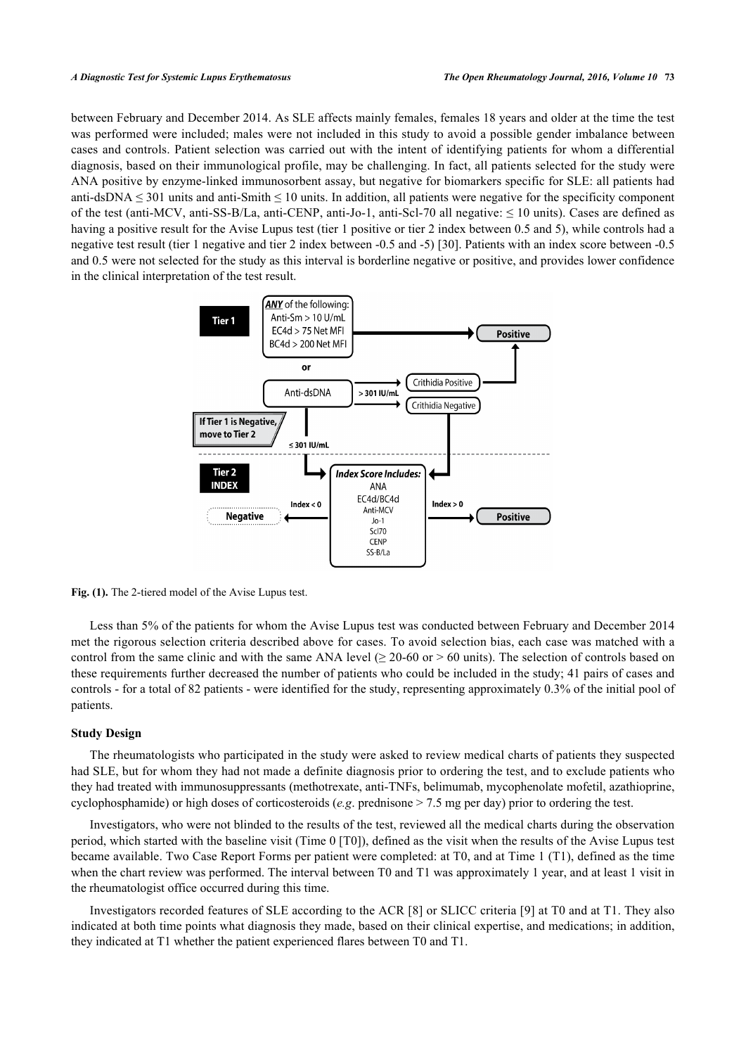between February and December 2014. As SLE affects mainly females, females 18 years and older at the time the test was performed were included; males were not included in this study to avoid a possible gender imbalance between cases and controls. Patient selection was carried out with the intent of identifying patients for whom a differential diagnosis, based on their immunological profile, may be challenging. In fact, all patients selected for the study were ANA positive by enzyme-linked immunosorbent assay, but negative for biomarkers specific for SLE: all patients had anti-dsDNA ≤ 301 units and anti-Smith ≤ 10 units. In addition, all patients were negative for the specificity component of the test (anti-MCV, anti-SS-B/La, anti-CENP, anti-Jo-1, anti-Scl-70 all negative: ≤ 10 units). Cases are defined as having a positive result for the Avise Lupus test (tier 1 positive or tier 2 index between 0.5 and 5), while controls had a negative test result (tier 1 negative and tier 2 index between -0.5 and -5) [30]. Patients with an index score between -0.5 and 0.5 were not selected for the study as this interval is borderline negative or positive, and provides lower confidence in the clinical interpretation of the test result.

**Fig. (1).** The 2-tiered model of the Avise Lupus test.

Less than 5% of the patients for whom the Avise Lupus test was conducted between February and December 2014 met the rigorous selection criteria described above for cases. To avoid selection bias, each case was matched with a control from the same clinic and with the same ANA level (≥ 20-60 or > 60 units). The selection of controls based on these requirements further decreased the number of patients who could be included in the study; 41 pairs of cases and controls - for a total of 82 patients - were identified for the study, representing approximately 0.3% of the initial pool of patients.

### Study Design

The rheumatologists who participated in the study were asked to review medical charts of patients they suspected had SLE, but for whom they had not made a definite diagnosis prior to ordering the test, and to exclude patients who they had treated with immunosuppressants (methotrexate, anti-TNFs, belimumab, mycophenolate mofetil, azathioprine, cyclophosphamide) or high doses of corticosteroids (*e.g*. prednisone > 7.5 mg per day) prior to ordering the test.

Investigators, who were not blinded to the results of the test, reviewed all the medical charts during the observation period, which started with the baseline visit (Time 0 [T0]), defined as the visit when the results of the Avise Lupus test became available. Two Case Report Forms per patient were completed: at T0, and at Time 1 (T1), defined as the time when the chart review was performed. The interval between T0 and T1 was approximately 1 year, and at least 1 visit in the rheumatologist office occurred during this time.

Investigators recorded features of SLE according to the ACR [8] or SLICC criteria [9] at T0 and at T1. They also indicated at both time points what diagnosis they made, based on their clinical expertise, and medications; in addition, they indicated at T1 whether the patient experienced flares between T0 and T1.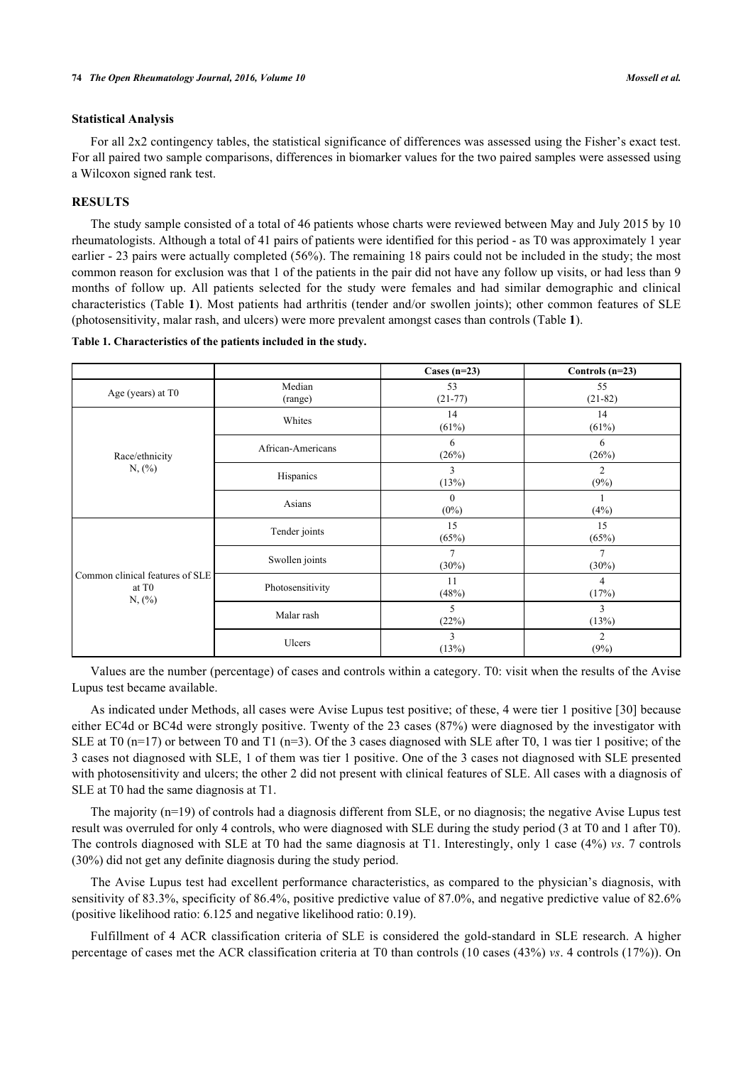## Statistical Analysis

For all 2x2 contingency tables, the statistical significance of differences was assessed using the Fisher's exact test. For all paired two sample comparisons, differences in biomarker values for the two paired samples were assessed using a Wilcoxon signed rank test.

## RESULTS

The study sample consisted of a total of 46 patients whose charts were reviewed between May and July 2015 by 10 rheumatologists. Although a total of 41 pairs of patients were identified for this period - as T0 was approximately 1 year earlier - 23 pairs were actually completed (56%). The remaining 18 pairs could not be included in the study; the most common reason for exclusion was that 1 of the patients in the pair did not have any follow up visits, or had less than 9 months of follow up. All patients selected for the study were females and had similar demographic and clinical characteristics (Table **1**). Most patients had arthritis (tender and/or swollen joints); other common features of SLE (photosensitivity, malar rash, and ulcers) were more prevalent amongst cases than controls (Table **1**).

**Table 1. Characteristics of the patients included in the study.**

| | | Cases (n=23) | Controls (n=23) |
|---|---|---|---|
| Age (years) at T0 | Median (range) | 53 (21-77) | 55 (21-82) |
| Race/ethnicity N, (%) | Whites | 14 (61%) | 14 (61%) |
| | African-Americans | 6 (26%) | 6 (26%) |
| | Hispanics | 3 (13%) | 2 (9%) |
| | Asians | 0 (0%) | 1 (4%) |
| Common clinical features of SLE at T0 N, (%) | Tender joints | 15 (65%) | 15 (65%) |
| | Swollen joints | 7 (30%) | 7 (30%) |
| | Photosensitivity | 11 (48%) | 4 (17%) |
| | Malar rash | 5 (22%) | 3 (13%) |
| | Ulcers | 3 (13%) | 2 (9%) |

Values are the number (percentage) of cases and controls within a category. T0: visit when the results of the Avise Lupus test became available.

As indicated under Methods, all cases were Avise Lupus test positive; of these, 4 were tier 1 positive [30] because either EC4d or BC4d were strongly positive. Twenty of the 23 cases (87%) were diagnosed by the investigator with SLE at T0 (n=17) or between T0 and T1 (n=3). Of the 3 cases diagnosed with SLE after T0, 1 was tier 1 positive; of the 3 cases not diagnosed with SLE, 1 of them was tier 1 positive. One of the 3 cases not diagnosed with SLE presented with photosensitivity and ulcers; the other 2 did not present with clinical features of SLE. All cases with a diagnosis of SLE at T0 had the same diagnosis at T1.

The majority (n=19) of controls had a diagnosis different from SLE, or no diagnosis; the negative Avise Lupus test result was overruled for only 4 controls, who were diagnosed with SLE during the study period (3 at T0 and 1 after T0). The controls diagnosed with SLE at T0 had the same diagnosis at T1. Interestingly, only 1 case (4%) *vs*. 7 controls (30%) did not get any definite diagnosis during the study period.

The Avise Lupus test had excellent performance characteristics, as compared to the physician's diagnosis, with sensitivity of 83.3%, specificity of 86.4%, positive predictive value of 87.0%, and negative predictive value of 82.6% (positive likelihood ratio: 6.125 and negative likelihood ratio: 0.19).

Fulfillment of 4 ACR classification criteria of SLE is considered the gold-standard in SLE research. A higher percentage of cases met the ACR classification criteria at T0 than controls (10 cases (43%) *vs*. 4 controls (17%)). On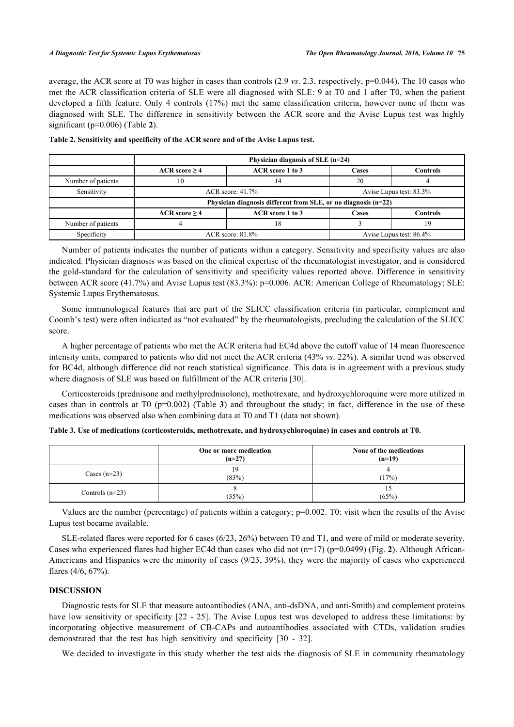average, the ACR score at T0 was higher in cases than controls (2.9 *vs*. 2.3, respectively, p=0.044). The 10 cases who met the ACR classification criteria of SLE were all diagnosed with SLE: 9 at T0 and 1 after T0, when the patient developed a fifth feature. Only 4 controls (17%) met the same classification criteria, however none of them was diagnosed with SLE. The difference in sensitivity between the ACR score and the Avise Lupus test was highly significant (p=0.006) (Table **2**).

**Table 2. Sensitivity and specificity of the ACR score and of the Avise Lupus test.**

| | Physician diagnosis of SLE (n=24) | | | |
|---|---|---|---|---|
| | **ACR score ≥ 4** | **ACR score 1 to 3** | **Cases** | **Controls** |
| Number of patients | 10 | 14 | 20 | 4 |
| Sensitivity | ACR score: 41.7% | | Avise Lupus test: 83.3% | |
| | **Physician diagnosis different from SLE, or no diagnosis (n=22)** | | | |
| | **ACR score ≥ 4** | **ACR score 1 to 3** | **Cases** | **Controls** |
| Number of patients | 4 | 18 | 3 | 19 |
| Specificity | ACR score: 81.8% | | Avise Lupus test: 86.4% | |

Number of patients indicates the number of patients within a category. Sensitivity and specificity values are also indicated. Physician diagnosis was based on the clinical expertise of the rheumatologist investigator, and is considered the gold-standard for the calculation of sensitivity and specificity values reported above. Difference in sensitivity between ACR score (41.7%) and Avise Lupus test (83.3%): p=0.006. ACR: American College of Rheumatology; SLE: Systemic Lupus Erythematosus.

Some immunological features that are part of the SLICC classification criteria (in particular, complement and Coomb's test) were often indicated as "not evaluated" by the rheumatologists, precluding the calculation of the SLICC score.

A higher percentage of patients who met the ACR criteria had EC4d above the cutoff value of 14 mean fluorescence intensity units, compared to patients who did not meet the ACR criteria (43% *vs*. 22%). A similar trend was observed for BC4d, although difference did not reach statistical significance. This data is in agreement with a previous study where diagnosis of SLE was based on fulfillment of the ACR criteria [30].

Corticosteroids (prednisone and methylprednisolone), methotrexate, and hydroxychloroquine were more utilized in cases than in controls at T0 (p=0.002) (Table **3**) and throughout the study; in fact, difference in the use of these medications was observed also when combining data at T0 and T1 (data not shown).

**Table 3. Use of medications (corticosteroids, methotrexate, and hydroxychloroquine) in cases and controls at T0.**

| | One or more medication (n=27) | None of the medications (n=19) |
|---|---|---|
| Cases (n=23) | 19 (83%) | 4 (17%) |
| Controls (n=23) | 8 (35%) | 15 (65%) |

Values are the number (percentage) of patients within a category; p=0.002. T0: visit when the results of the Avise Lupus test became available.

SLE-related flares were reported for 6 cases (6/23, 26%) between T0 and T1, and were of mild or moderate severity. Cases who experienced flares had higher EC4d than cases who did not (n=17) (p=0.0499) (Fig. **2**). Although African-Americans and Hispanics were the minority of cases (9/23, 39%), they were the majority of cases who experienced flares (4/6, 67%).

## DISCUSSION

Diagnostic tests for SLE that measure autoantibodies (ANA, anti-dsDNA, and anti-Smith) and complement proteins have low sensitivity or specificity [22 - 25]. The Avise Lupus test was developed to address these limitations: by incorporating objective measurement of CB-CAPs and autoantibodies associated with CTDs, validation studies demonstrated that the test has high sensitivity and specificity [30 - 32].

We decided to investigate in this study whether the test aids the diagnosis of SLE in community rheumatology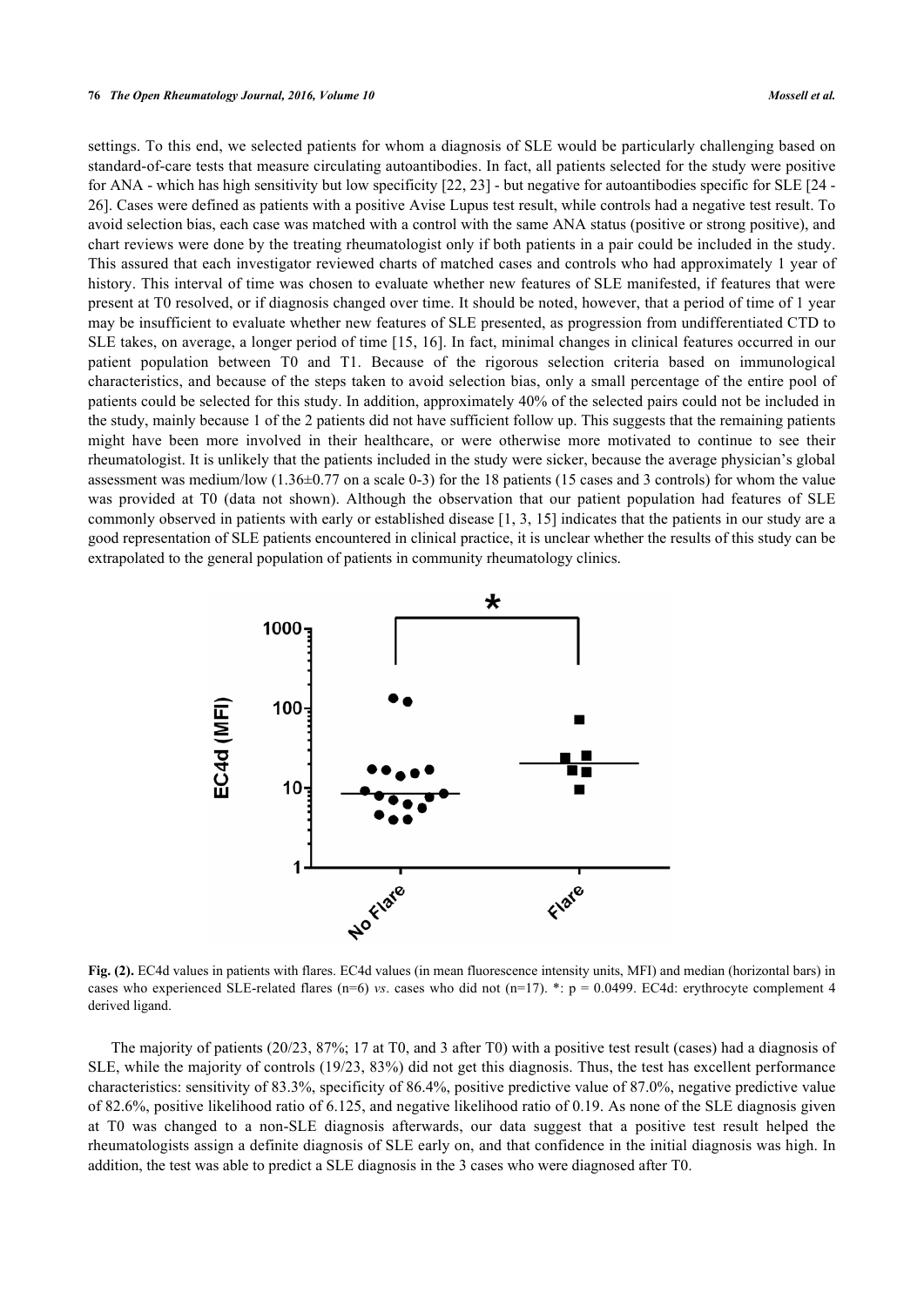settings. To this end, we selected patients for whom a diagnosis of SLE would be particularly challenging based on standard-of-care tests that measure circulating autoantibodies. In fact, all patients selected for the study were positive for ANA - which has high sensitivity but low specificity [22, 23] - but negative for autoantibodies specific for SLE [24 - 26]. Cases were defined as patients with a positive Avise Lupus test result, while controls had a negative test result. To avoid selection bias, each case was matched with a control with the same ANA status (positive or strong positive), and chart reviews were done by the treating rheumatologist only if both patients in a pair could be included in the study. This assured that each investigator reviewed charts of matched cases and controls who had approximately 1 year of history. This interval of time was chosen to evaluate whether new features of SLE manifested, if features that were present at T0 resolved, or if diagnosis changed over time. It should be noted, however, that a period of time of 1 year may be insufficient to evaluate whether new features of SLE presented, as progression from undifferentiated CTD to SLE takes, on average, a longer period of time [15, 16]. In fact, minimal changes in clinical features occurred in our patient population between T0 and T1. Because of the rigorous selection criteria based on immunological characteristics, and because of the steps taken to avoid selection bias, only a small percentage of the entire pool of patients could be selected for this study. In addition, approximately 40% of the selected pairs could not be included in the study, mainly because 1 of the 2 patients did not have sufficient follow up. This suggests that the remaining patients might have been more involved in their healthcare, or were otherwise more motivated to continue to see their rheumatologist. It is unlikely that the patients included in the study were sicker, because the average physician's global assessment was medium/low (1.36±0.77 on a scale 0-3) for the 18 patients (15 cases and 3 controls) for whom the value was provided at T0 (data not shown). Although the observation that our patient population had features of SLE commonly observed in patients with early or established disease [1, 3, 15] indicates that the patients in our study are a good representation of SLE patients encountered in clinical practice, it is unclear whether the results of this study can be extrapolated to the general population of patients in community rheumatology clinics.

**Fig. (2).** EC4d values in patients with flares. EC4d values (in mean fluorescence intensity units, MFI) and median (horizontal bars) in cases who experienced SLE-related flares (n=6) *vs*. cases who did not (n=17). *: p = 0.0499. EC4d: erythrocyte complement 4 derived ligand.

The majority of patients (20/23, 87%; 17 at T0, and 3 after T0) with a positive test result (cases) had a diagnosis of SLE, while the majority of controls (19/23, 83%) did not get this diagnosis. Thus, the test has excellent performance characteristics: sensitivity of 83.3%, specificity of 86.4%, positive predictive value of 87.0%, negative predictive value of 82.6%, positive likelihood ratio of 6.125, and negative likelihood ratio of 0.19. As none of the SLE diagnosis given at T0 was changed to a non-SLE diagnosis afterwards, our data suggest that a positive test result helped the rheumatologists assign a definite diagnosis of SLE early on, and that confidence in the initial diagnosis was high. In addition, the test was able to predict a SLE diagnosis in the 3 cases who were diagnosed after T0.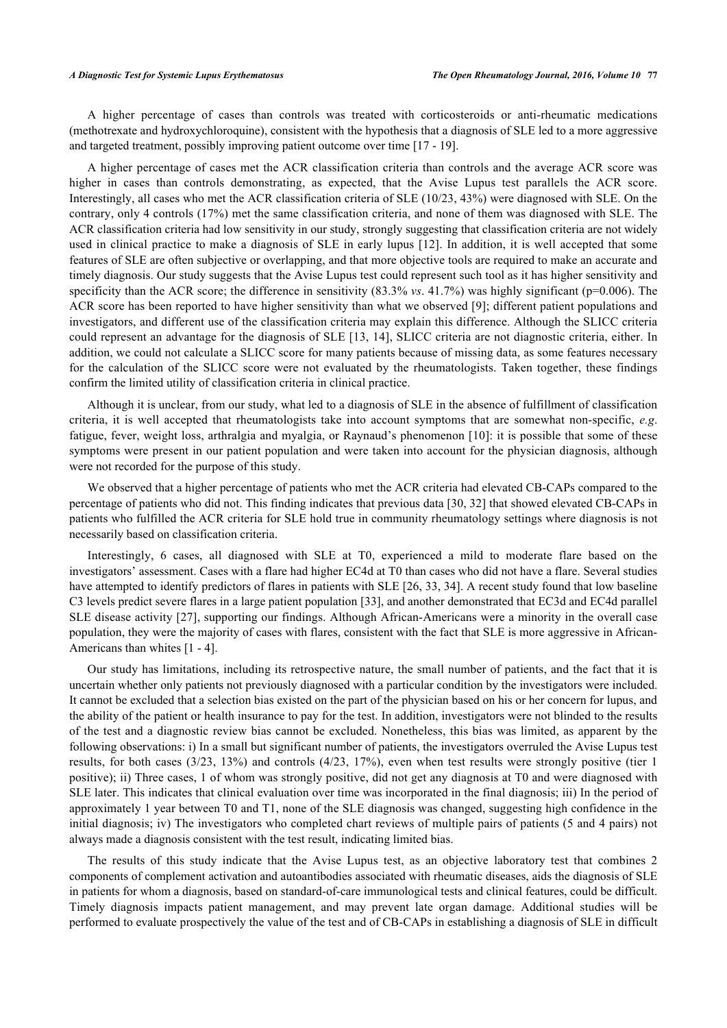A higher percentage of cases than controls was treated with corticosteroids or anti-rheumatic medications (methotrexate and hydroxychloroquine), consistent with the hypothesis that a diagnosis of SLE led to a more aggressive and targeted treatment, possibly improving patient outcome over time [17 - 19].

A higher percentage of cases met the ACR classification criteria than controls and the average ACR score was higher in cases than controls demonstrating, as expected, that the Avise Lupus test parallels the ACR score. Interestingly, all cases who met the ACR classification criteria of SLE (10/23, 43%) were diagnosed with SLE. On the contrary, only 4 controls (17%) met the same classification criteria, and none of them was diagnosed with SLE. The ACR classification criteria had low sensitivity in our study, strongly suggesting that classification criteria are not widely used in clinical practice to make a diagnosis of SLE in early lupus [12]. In addition, it is well accepted that some features of SLE are often subjective or overlapping, and that more objective tools are required to make an accurate and timely diagnosis. Our study suggests that the Avise Lupus test could represent such tool as it has higher sensitivity and specificity than the ACR score; the difference in sensitivity (83.3% *vs*. 41.7%) was highly significant (p=0.006). The ACR score has been reported to have higher sensitivity than what we observed [9]; different patient populations and investigators, and different use of the classification criteria may explain this difference. Although the SLICC criteria could represent an advantage for the diagnosis of SLE [13, 14], SLICC criteria are not diagnostic criteria, either. In addition, we could not calculate a SLICC score for many patients because of missing data, as some features necessary for the calculation of the SLICC score were not evaluated by the rheumatologists. Taken together, these findings confirm the limited utility of classification criteria in clinical practice.

Although it is unclear, from our study, what led to a diagnosis of SLE in the absence of fulfillment of classification criteria, it is well accepted that rheumatologists take into account symptoms that are somewhat non-specific, *e.g*. fatigue, fever, weight loss, arthralgia and myalgia, or Raynaud's phenomenon [10]: it is possible that some of these symptoms were present in our patient population and were taken into account for the physician diagnosis, although were not recorded for the purpose of this study.

We observed that a higher percentage of patients who met the ACR criteria had elevated CB-CAPs compared to the percentage of patients who did not. This finding indicates that previous data [30, 32] that showed elevated CB-CAPs in patients who fulfilled the ACR criteria for SLE hold true in community rheumatology settings where diagnosis is not necessarily based on classification criteria.

Interestingly, 6 cases, all diagnosed with SLE at T0, experienced a mild to moderate flare based on the investigators' assessment. Cases with a flare had higher EC4d at T0 than cases who did not have a flare. Several studies have attempted to identify predictors of flares in patients with SLE [26, 33, 34]. A recent study found that low baseline C3 levels predict severe flares in a large patient population [33], and another demonstrated that EC3d and EC4d parallel SLE disease activity [27], supporting our findings. Although African-Americans were a minority in the overall case population, they were the majority of cases with flares, consistent with the fact that SLE is more aggressive in African-Americans than whites [1 - 4].

Our study has limitations, including its retrospective nature, the small number of patients, and the fact that it is uncertain whether only patients not previously diagnosed with a particular condition by the investigators were included. It cannot be excluded that a selection bias existed on the part of the physician based on his or her concern for lupus, and the ability of the patient or health insurance to pay for the test. In addition, investigators were not blinded to the results of the test and a diagnostic review bias cannot be excluded. Nonetheless, this bias was limited, as apparent by the following observations: i) In a small but significant number of patients, the investigators overruled the Avise Lupus test results, for both cases (3/23, 13%) and controls (4/23, 17%), even when test results were strongly positive (tier 1 positive); ii) Three cases, 1 of whom was strongly positive, did not get any diagnosis at T0 and were diagnosed with SLE later. This indicates that clinical evaluation over time was incorporated in the final diagnosis; iii) In the period of approximately 1 year between T0 and T1, none of the SLE diagnosis was changed, suggesting high confidence in the initial diagnosis; iv) The investigators who completed chart reviews of multiple pairs of patients (5 and 4 pairs) not always made a diagnosis consistent with the test result, indicating limited bias.

The results of this study indicate that the Avise Lupus test, as an objective laboratory test that combines 2 components of complement activation and autoantibodies associated with rheumatic diseases, aids the diagnosis of SLE in patients for whom a diagnosis, based on standard-of-care immunological tests and clinical features, could be difficult. Timely diagnosis impacts patient management, and may prevent late organ damage. Additional studies will be performed to evaluate prospectively the value of the test and of CB-CAPs in establishing a diagnosis of SLE in difficult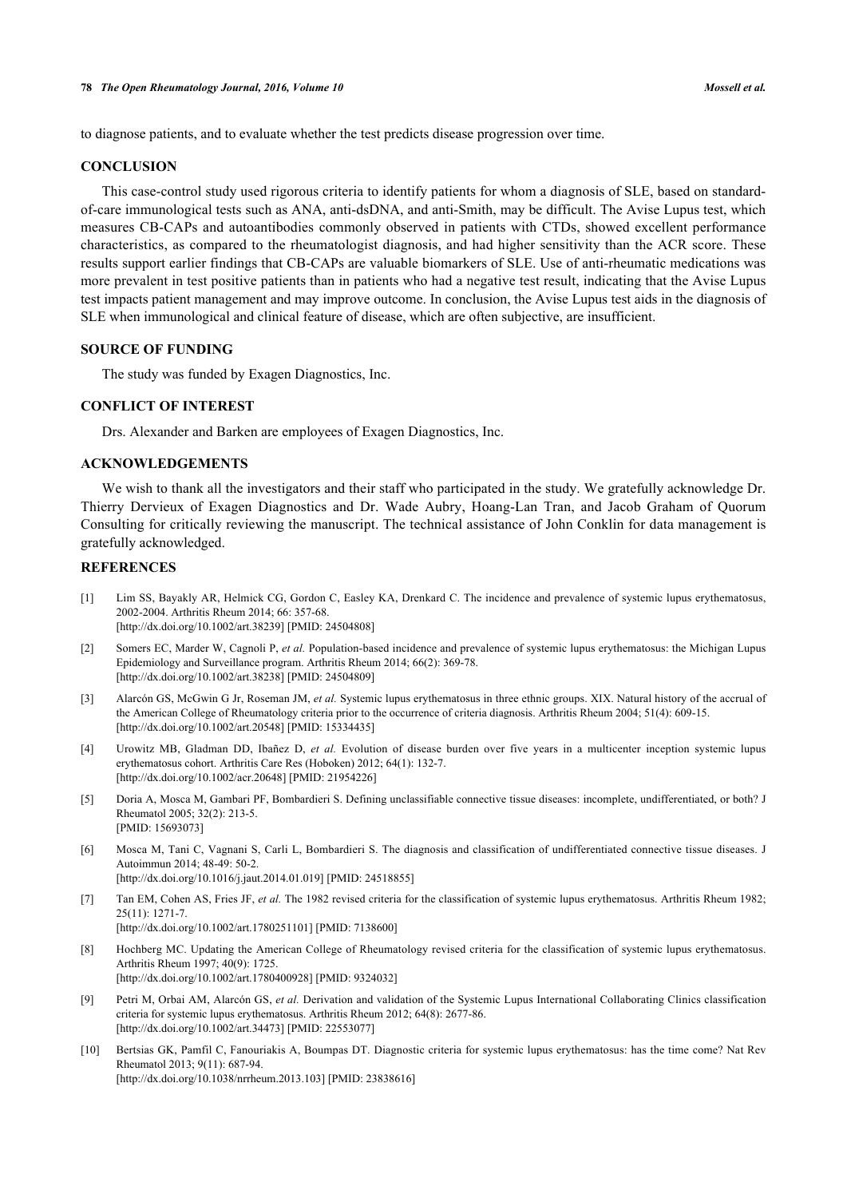to diagnose patients, and to evaluate whether the test predicts disease progression over time.

## CONCLUSION

This case-control study used rigorous criteria to identify patients for whom a diagnosis of SLE, based on standard-of-care immunological tests such as ANA, anti-dsDNA, and anti-Smith, may be difficult. The Avise Lupus test, which measures CB-CAPs and autoantibodies commonly observed in patients with CTDs, showed excellent performance characteristics, as compared to the rheumatologist diagnosis, and had higher sensitivity than the ACR score. These results support earlier findings that CB-CAPs are valuable biomarkers of SLE. Use of anti-rheumatic medications was more prevalent in test positive patients than in patients who had a negative test result, indicating that the Avise Lupus test impacts patient management and may improve outcome. In conclusion, the Avise Lupus test aids in the diagnosis of SLE when immunological and clinical feature of disease, which are often subjective, are insufficient.

## SOURCE OF FUNDING

The study was funded by Exagen Diagnostics, Inc.

## CONFLICT OF INTEREST

Drs. Alexander and Barken are employees of Exagen Diagnostics, Inc.

## ACKNOWLEDGEMENTS

We wish to thank all the investigators and their staff who participated in the study. We gratefully acknowledge Dr. Thierry Dervieux of Exagen Diagnostics and Dr. Wade Aubry, Hoang-Lan Tran, and Jacob Graham of Quorum Consulting for critically reviewing the manuscript. The technical assistance of John Conklin for data management is gratefully acknowledged.

## REFERENCES

[1] Lim SS, Bayakly AR, Helmick CG, Gordon C, Easley KA, Drenkard C. The incidence and prevalence of systemic lupus erythematosus, 2002-2004. Arthritis Rheum 2014; 66: 357-68. [http://dx.doi.org/10.1002/art.38239] [PMID: 24504808]

[2] Somers EC, Marder W, Cagnoli P, *et al.* Population-based incidence and prevalence of systemic lupus erythematosus: the Michigan Lupus Epidemiology and Surveillance program. Arthritis Rheum 2014; 66(2): 369-78. [http://dx.doi.org/10.1002/art.38238] [PMID: 24504809]

[3] Alarcón GS, McGwin G Jr, Roseman JM, *et al.* Systemic lupus erythematosus in three ethnic groups. XIX. Natural history of the accrual of the American College of Rheumatology criteria prior to the occurrence of criteria diagnosis. Arthritis Rheum 2004; 51(4): 609-15. [http://dx.doi.org/10.1002/art.20548] [PMID: 15334435]

[4] Urowitz MB, Gladman DD, Ibañez D, *et al.* Evolution of disease burden over five years in a multicenter inception systemic lupus erythematosus cohort. Arthritis Care Res (Hoboken) 2012; 64(1): 132-7. [http://dx.doi.org/10.1002/acr.20648] [PMID: 21954226]

[5] Doria A, Mosca M, Gambari PF, Bombardieri S. Defining unclassifiable connective tissue diseases: incomplete, undifferentiated, or both? J Rheumatol 2005; 32(2): 213-5. [PMID: 15693073]

[6] Mosca M, Tani C, Vagnani S, Carli L, Bombardieri S. The diagnosis and classification of undifferentiated connective tissue diseases. J Autoimmun 2014; 48-49: 50-2. [http://dx.doi.org/10.1016/j.jaut.2014.01.019] [PMID: 24518855]

[7] Tan EM, Cohen AS, Fries JF, *et al.* The 1982 revised criteria for the classification of systemic lupus erythematosus. Arthritis Rheum 1982; 25(11): 1271-7. [http://dx.doi.org/10.1002/art.1780251101] [PMID: 7138600]

[8] Hochberg MC. Updating the American College of Rheumatology revised criteria for the classification of systemic lupus erythematosus. Arthritis Rheum 1997; 40(9): 1725. [http://dx.doi.org/10.1002/art.1780400928] [PMID: 9324032]

[9] Petri M, Orbai AM, Alarcón GS, *et al.* Derivation and validation of the Systemic Lupus International Collaborating Clinics classification criteria for systemic lupus erythematosus. Arthritis Rheum 2012; 64(8): 2677-86. [http://dx.doi.org/10.1002/art.34473] [PMID: 22553077]

[10] Bertsias GK, Pamfil C, Fanouriakis A, Boumpas DT. Diagnostic criteria for systemic lupus erythematosus: has the time come? Nat Rev Rheumatol 2013; 9(11): 687-94. [http://dx.doi.org/10.1038/nrrheum.2013.103] [PMID: 23838616]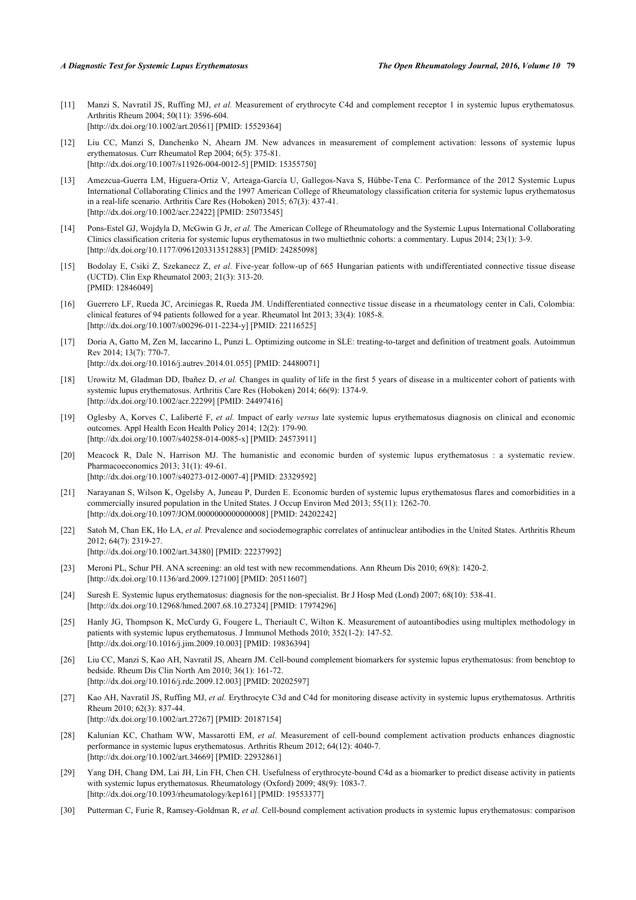[11] Manzi S, Navratil JS, Ruffing MJ, *et al.* Measurement of erythrocyte C4d and complement receptor 1 in systemic lupus erythematosus. Arthritis Rheum 2004; 50(11): 3596-604.
[http://dx.doi.org/10.1002/art.20561] [PMID: 15529364]

[12] Liu CC, Manzi S, Danchenko N, Ahearn JM. New advances in measurement of complement activation: lessons of systemic lupus erythematosus. Curr Rheumatol Rep 2004; 6(5): 375-81.
[http://dx.doi.org/10.1007/s11926-004-0012-5] [PMID: 15355750]

[13] Amezcua-Guerra LM, Higuera-Ortiz V, Arteaga-García U, Gallegos-Nava S, Hübbe-Tena C. Performance of the 2012 Systemic Lupus International Collaborating Clinics and the 1997 American College of Rheumatology classification criteria for systemic lupus erythematosus in a real-life scenario. Arthritis Care Res (Hoboken) 2015; 67(3): 437-41.
[http://dx.doi.org/10.1002/acr.22422] [PMID: 25073545]

[14] Pons-Estel GJ, Wojdyla D, McGwin G Jr, *et al.* The American College of Rheumatology and the Systemic Lupus International Collaborating Clinics classification criteria for systemic lupus erythematosus in two multiethnic cohorts: a commentary. Lupus 2014; 23(1): 3-9.
[http://dx.doi.org/10.1177/0961203313512883] [PMID: 24285098]

[15] Bodolay E, Csiki Z, Szekanecz Z, *et al.* Five-year follow-up of 665 Hungarian patients with undifferentiated connective tissue disease (UCTD). Clin Exp Rheumatol 2003; 21(3): 313-20.
[PMID: 12846049]

[16] Guerrero LF, Rueda JC, Arciniegas R, Rueda JM. Undifferentiated connective tissue disease in a rheumatology center in Cali, Colombia: clinical features of 94 patients followed for a year. Rheumatol Int 2013; 33(4): 1085-8.
[http://dx.doi.org/10.1007/s00296-011-2234-y] [PMID: 22116525]

[17] Doria A, Gatto M, Zen M, Iaccarino L, Punzi L. Optimizing outcome in SLE: treating-to-target and definition of treatment goals. Autoimmun Rev 2014; 13(7): 770-7.
[http://dx.doi.org/10.1016/j.autrev.2014.01.055] [PMID: 24480071]

[18] Urowitz M, Gladman DD, Ibañez D, *et al.* Changes in quality of life in the first 5 years of disease in a multicenter cohort of patients with systemic lupus erythematosus. Arthritis Care Res (Hoboken) 2014; 66(9): 1374-9.
[http://dx.doi.org/10.1002/acr.22299] [PMID: 24497416]

[19] Oglesby A, Korves C, Laliberté F, *et al.* Impact of early *versus* late systemic lupus erythematosus diagnosis on clinical and economic outcomes. Appl Health Econ Health Policy 2014; 12(2): 179-90.
[http://dx.doi.org/10.1007/s40258-014-0085-x] [PMID: 24573911]

[20] Meacock R, Dale N, Harrison MJ. The humanistic and economic burden of systemic lupus erythematosus : a systematic review. Pharmacoeconomics 2013; 31(1): 49-61.
[http://dx.doi.org/10.1007/s40273-012-0007-4] [PMID: 23329592]

[21] Narayanan S, Wilson K, Ogelsby A, Juneau P, Durden E. Economic burden of systemic lupus erythematosus flares and comorbidities in a commercially insured population in the United States. J Occup Environ Med 2013; 55(11): 1262-70.
[http://dx.doi.org/10.1097/JOM.0000000000000008] [PMID: 24202242]

[22] Satoh M, Chan EK, Ho LA, *et al.* Prevalence and sociodemographic correlates of antinuclear antibodies in the United States. Arthritis Rheum 2012; 64(7): 2319-27.
[http://dx.doi.org/10.1002/art.34380] [PMID: 22237992]

[23] Meroni PL, Schur PH. ANA screening: an old test with new recommendations. Ann Rheum Dis 2010; 69(8): 1420-2.
[http://dx.doi.org/10.1136/ard.2009.127100] [PMID: 20511607]

[24] Suresh E. Systemic lupus erythematosus: diagnosis for the non-specialist. Br J Hosp Med (Lond) 2007; 68(10): 538-41.
[http://dx.doi.org/10.12968/hmed.2007.68.10.27324] [PMID: 17974296]

[25] Hanly JG, Thompson K, McCurdy G, Fougere L, Theriault C, Wilton K. Measurement of autoantibodies using multiplex methodology in patients with systemic lupus erythematosus. J Immunol Methods 2010; 352(1-2): 147-52.
[http://dx.doi.org/10.1016/j.jim.2009.10.003] [PMID: 19836394]

[26] Liu CC, Manzi S, Kao AH, Navratil JS, Ahearn JM. Cell-bound complement biomarkers for systemic lupus erythematosus: from benchtop to bedside. Rheum Dis Clin North Am 2010; 36(1): 161-72.
[http://dx.doi.org/10.1016/j.rdc.2009.12.003] [PMID: 20202597]

[27] Kao AH, Navratil JS, Ruffing MJ, *et al.* Erythrocyte C3d and C4d for monitoring disease activity in systemic lupus erythematosus. Arthritis Rheum 2010; 62(3): 837-44.
[http://dx.doi.org/10.1002/art.27267] [PMID: 20187154]

[28] Kalunian KC, Chatham WW, Massarotti EM, *et al.* Measurement of cell-bound complement activation products enhances diagnostic performance in systemic lupus erythematosus. Arthritis Rheum 2012; 64(12): 4040-7.
[http://dx.doi.org/10.1002/art.34669] [PMID: 22932861]

[29] Yang DH, Chang DM, Lai JH, Lin FH, Chen CH. Usefulness of erythrocyte-bound C4d as a biomarker to predict disease activity in patients with systemic lupus erythematosus. Rheumatology (Oxford) 2009; 48(9): 1083-7.
[http://dx.doi.org/10.1093/rheumatology/kep161] [PMID: 19553377]

[30] Putterman C, Furie R, Ramsey-Goldman R, *et al.* Cell-bound complement activation products in systemic lupus erythematosus: comparison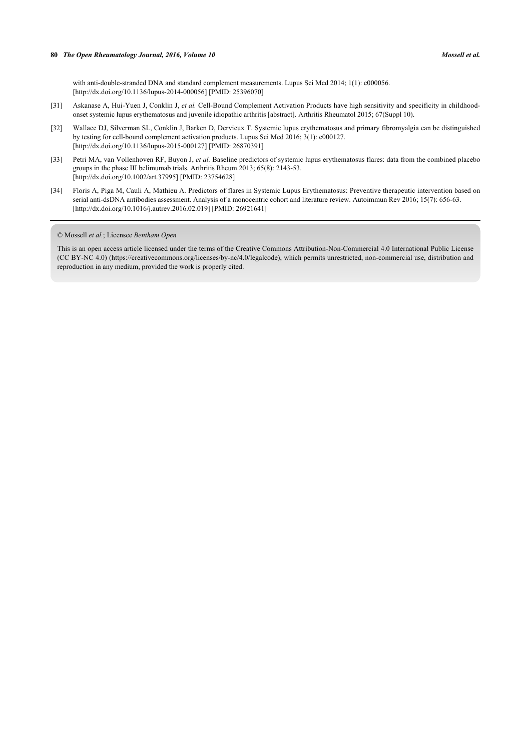with anti-double-stranded DNA and standard complement measurements. Lupus Sci Med 2014; 1(1): e000056. [http://dx.doi.org/10.1136/lupus-2014-000056] [PMID: 25396070]

[31] Askanase A, Hui-Yuen J, Conklin J, *et al.* Cell-Bound Complement Activation Products have high sensitivity and specificity in childhood-onset systemic lupus erythematosus and juvenile idiopathic arthritis [abstract]. Arthritis Rheumatol 2015; 67(Suppl 10).

[32] Wallace DJ, Silverman SL, Conklin J, Barken D, Dervieux T. Systemic lupus erythematosus and primary fibromyalgia can be distinguished by testing for cell-bound complement activation products. Lupus Sci Med 2016; 3(1): e000127. [http://dx.doi.org/10.1136/lupus-2015-000127] [PMID: 26870391]

[33] Petri MA, van Vollenhoven RF, Buyon J, *et al.* Baseline predictors of systemic lupus erythematosus flares: data from the combined placebo groups in the phase III belimumab trials. Arthritis Rheum 2013; 65(8): 2143-53. [http://dx.doi.org/10.1002/art.37995] [PMID: 23754628]

[34] Floris A, Piga M, Cauli A, Mathieu A. Predictors of flares in Systemic Lupus Erythematosus: Preventive therapeutic intervention based on serial anti-dsDNA antibodies assessment. Analysis of a monocentric cohort and literature review. Autoimmun Rev 2016; 15(7): 656-63. [http://dx.doi.org/10.1016/j.autrev.2016.02.019] [PMID: 26921641]

---

© Mossell *et al.*; Licensee *Bentham Open*

This is an open access article licensed under the terms of the Creative Commons Attribution-Non-Commercial 4.0 International Public License (CC BY-NC 4.0) (https://creativecommons.org/licenses/by-nc/4.0/legalcode), which permits unrestricted, non-commercial use, distribution and reproduction in any medium, provided the work is properly cited.